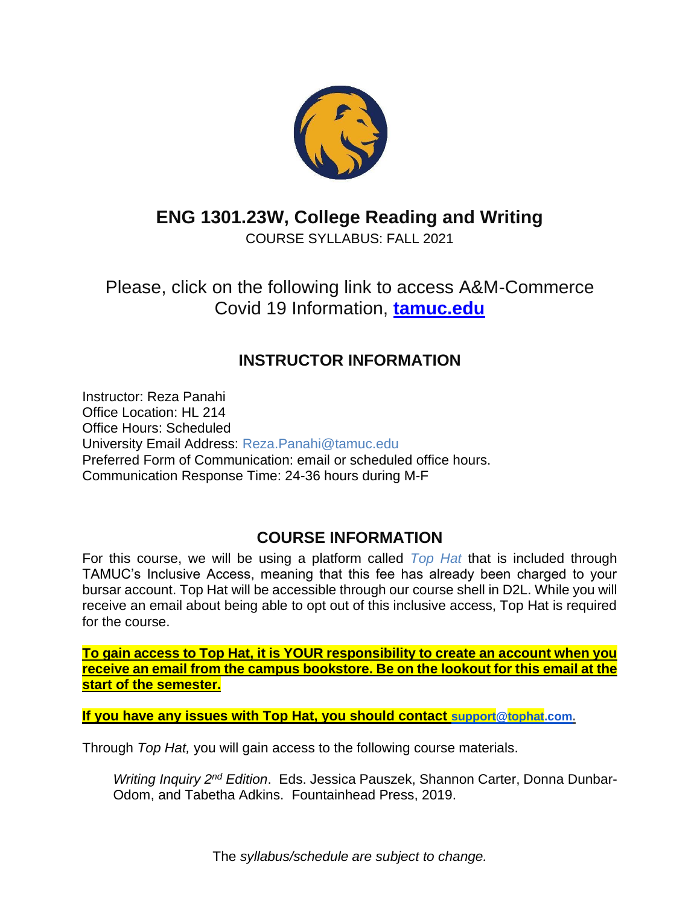# ENG 1301.23W, College Reading and Writing

COURSE SYLLABUS: FALL 2021

Please, click on the following link to access A&M-Commerce Covid 19 Information, **tamuc.edu**

## INSTRUCTOR INFORMATION

Instructor: Reza Panahi
Office Location: HL 214
Office Hours: Scheduled
University Email Address: Reza.Panahi@tamuc.edu
Preferred Form of Communication: email or scheduled office hours.
Communication Response Time: 24-36 hours during M-F

## COURSE INFORMATION

For this course, we will be using a platform called *Top Hat* that is included through TAMUC's Inclusive Access, meaning that this fee has already been charged to your bursar account. Top Hat will be accessible through our course shell in D2L. While you will receive an email about being able to opt out of this inclusive access, Top Hat is required for the course.

**To gain access to Top Hat, it is YOUR responsibility to create an account when you receive an email from the campus bookstore. Be on the lookout for this email at the start of the semester.**

**If you have any issues with Top Hat, you should contact support@tophat.com.**

Through *Top Hat,* you will gain access to the following course materials.

> *Writing Inquiry 2nd Edition*. Eds. Jessica Pauszek, Shannon Carter, Donna Dunbar-Odom, and Tabetha Adkins. Fountainhead Press, 2019.

The *syllabus/schedule are subject to change.*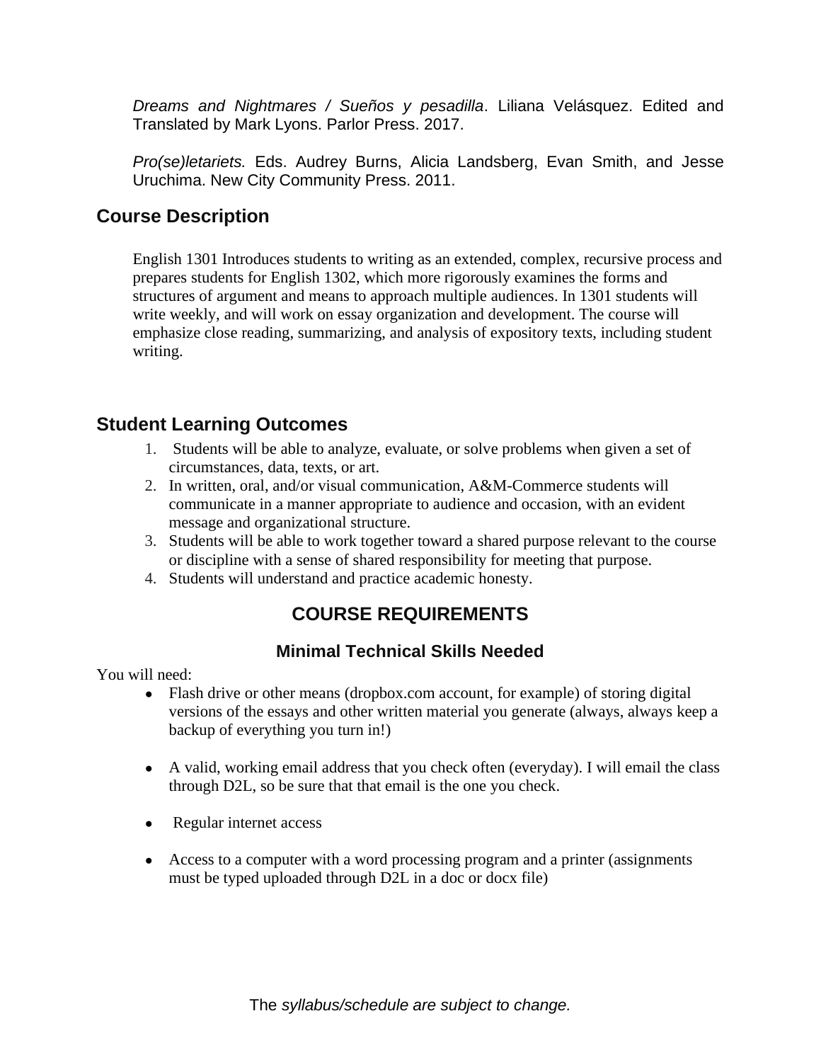*Dreams and Nightmares / Sueños y pesadilla*. Liliana Velásquez. Edited and Translated by Mark Lyons. Parlor Press. 2017.

*Pro(se)letariets.* Eds. Audrey Burns, Alicia Landsberg, Evan Smith, and Jesse Uruchima. New City Community Press. 2011.

## Course Description

English 1301 Introduces students to writing as an extended, complex, recursive process and prepares students for English 1302, which more rigorously examines the forms and structures of argument and means to approach multiple audiences. In 1301 students will write weekly, and will work on essay organization and development. The course will emphasize close reading, summarizing, and analysis of expository texts, including student writing.

## Student Learning Outcomes

1. Students will be able to analyze, evaluate, or solve problems when given a set of circumstances, data, texts, or art.
2. In written, oral, and/or visual communication, A&M-Commerce students will communicate in a manner appropriate to audience and occasion, with an evident message and organizational structure.
3. Students will be able to work together toward a shared purpose relevant to the course or discipline with a sense of shared responsibility for meeting that purpose.
4. Students will understand and practice academic honesty.

# COURSE REQUIREMENTS

### Minimal Technical Skills Needed

You will need:

- Flash drive or other means (dropbox.com account, for example) of storing digital versions of the essays and other written material you generate (always, always keep a backup of everything you turn in!)
- A valid, working email address that you check often (everyday). I will email the class through D2L, so be sure that that email is the one you check.
- Regular internet access
- Access to a computer with a word processing program and a printer (assignments must be typed uploaded through D2L in a doc or docx file)

The *syllabus/schedule are subject to change.*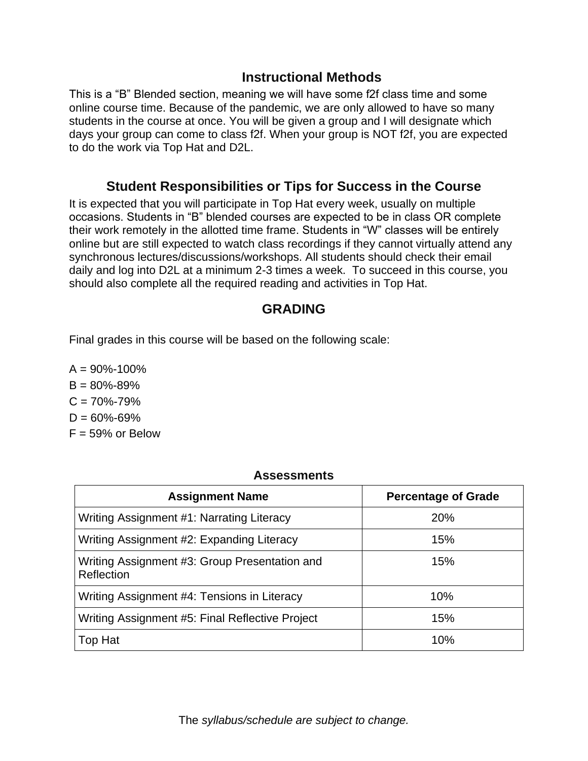## Instructional Methods

This is a "B" Blended section, meaning we will have some f2f class time and some online course time. Because of the pandemic, we are only allowed to have so many students in the course at once. You will be given a group and I will designate which days your group can come to class f2f. When your group is NOT f2f, you are expected to do the work via Top Hat and D2L.

## Student Responsibilities or Tips for Success in the Course

It is expected that you will participate in Top Hat every week, usually on multiple occasions. Students in "B" blended courses are expected to be in class OR complete their work remotely in the allotted time frame. Students in "W" classes will be entirely online but are still expected to watch class recordings if they cannot virtually attend any synchronous lectures/discussions/workshops. All students should check their email daily and log into D2L at a minimum 2-3 times a week. To succeed in this course, you should also complete all the required reading and activities in Top Hat.

## GRADING

Final grades in this course will be based on the following scale:

A = 90%-100%
B = 80%-89%
C = 70%-79%
D = 60%-69%
F = 59% or Below

**Assessments**

| Assignment Name | Percentage of Grade |
|---|---|
| Writing Assignment #1: Narrating Literacy | 20% |
| Writing Assignment #2: Expanding Literacy | 15% |
| Writing Assignment #3: Group Presentation and Reflection | 15% |
| Writing Assignment #4: Tensions in Literacy | 10% |
| Writing Assignment #5: Final Reflective Project | 15% |
| Top Hat | 10% |

The *syllabus/schedule are subject to change.*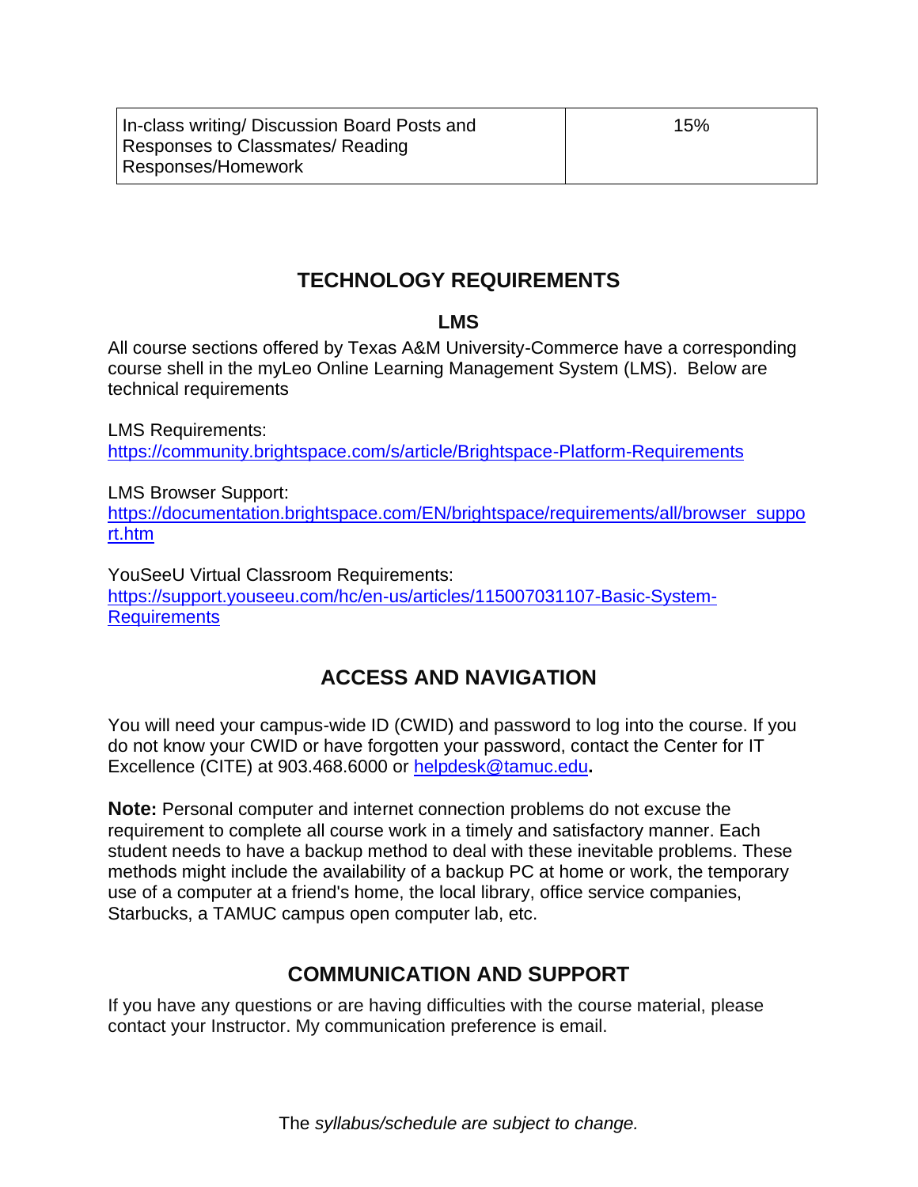| In-class writing/ Discussion Board Posts and Responses to Classmates/ Reading Responses/Homework | 15% |
| --- | --- |

## TECHNOLOGY REQUIREMENTS

### LMS

All course sections offered by Texas A&M University-Commerce have a corresponding course shell in the myLeo Online Learning Management System (LMS). Below are technical requirements

LMS Requirements:
https://community.brightspace.com/s/article/Brightspace-Platform-Requirements

LMS Browser Support:
https://documentation.brightspace.com/EN/brightspace/requirements/all/browser_support.htm

YouSeeU Virtual Classroom Requirements:
https://support.youseeu.com/hc/en-us/articles/115007031107-Basic-System-Requirements

## ACCESS AND NAVIGATION

You will need your campus-wide ID (CWID) and password to log into the course. If you do not know your CWID or have forgotten your password, contact the Center for IT Excellence (CITE) at 903.468.6000 or helpdesk@tamuc.edu**.**

**Note:** Personal computer and internet connection problems do not excuse the requirement to complete all course work in a timely and satisfactory manner. Each student needs to have a backup method to deal with these inevitable problems. These methods might include the availability of a backup PC at home or work, the temporary use of a computer at a friend's home, the local library, office service companies, Starbucks, a TAMUC campus open computer lab, etc.

## COMMUNICATION AND SUPPORT

If you have any questions or are having difficulties with the course material, please contact your Instructor. My communication preference is email.

The *syllabus/schedule are subject to change.*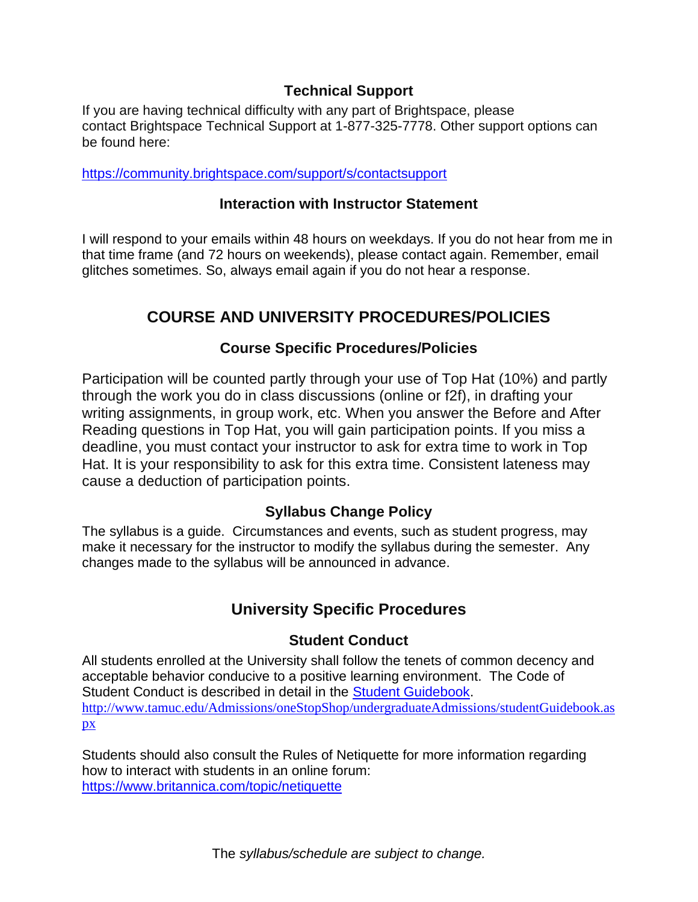### Technical Support

If you are having technical difficulty with any part of Brightspace, please contact Brightspace Technical Support at 1-877-325-7778. Other support options can be found here:

https://community.brightspace.com/support/s/contactsupport

### Interaction with Instructor Statement

I will respond to your emails within 48 hours on weekdays. If you do not hear from me in that time frame (and 72 hours on weekends), please contact again. Remember, email glitches sometimes. So, always email again if you do not hear a response.

## COURSE AND UNIVERSITY PROCEDURES/POLICIES

### Course Specific Procedures/Policies

Participation will be counted partly through your use of Top Hat (10%) and partly through the work you do in class discussions (online or f2f), in drafting your writing assignments, in group work, etc. When you answer the Before and After Reading questions in Top Hat, you will gain participation points. If you miss a deadline, you must contact your instructor to ask for extra time to work in Top Hat. It is your responsibility to ask for this extra time. Consistent lateness may cause a deduction of participation points.

### Syllabus Change Policy

The syllabus is a guide. Circumstances and events, such as student progress, may make it necessary for the instructor to modify the syllabus during the semester. Any changes made to the syllabus will be announced in advance.

## University Specific Procedures

### Student Conduct

All students enrolled at the University shall follow the tenets of common decency and acceptable behavior conducive to a positive learning environment. The Code of Student Conduct is described in detail in the Student Guidebook.
http://www.tamuc.edu/Admissions/oneStopShop/undergraduateAdmissions/studentGuidebook.aspx

Students should also consult the Rules of Netiquette for more information regarding how to interact with students in an online forum:
https://www.britannica.com/topic/netiquette

The *syllabus/schedule are subject to change.*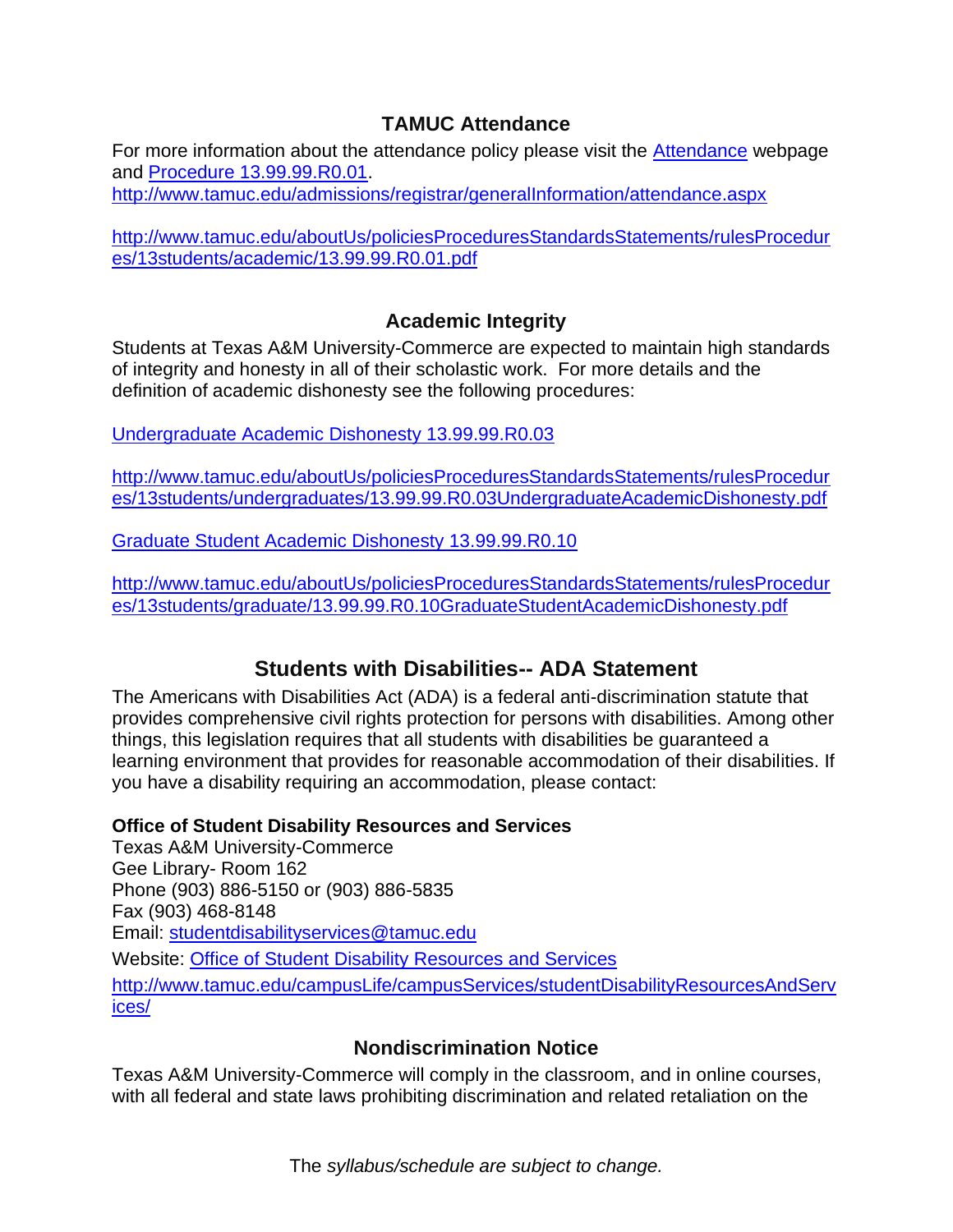## TAMUC Attendance

For more information about the attendance policy please visit the Attendance webpage and Procedure 13.99.99.R0.01.
http://www.tamuc.edu/admissions/registrar/generalInformation/attendance.aspx

http://www.tamuc.edu/aboutUs/policiesProceduresStandardsStatements/rulesProcedures/13students/academic/13.99.99.R0.01.pdf

## Academic Integrity

Students at Texas A&M University-Commerce are expected to maintain high standards of integrity and honesty in all of their scholastic work. For more details and the definition of academic dishonesty see the following procedures:

Undergraduate Academic Dishonesty 13.99.99.R0.03

http://www.tamuc.edu/aboutUs/policiesProceduresStandardsStatements/rulesProcedures/13students/undergraduates/13.99.99.R0.03UndergraduateAcademicDishonesty.pdf

Graduate Student Academic Dishonesty 13.99.99.R0.10

http://www.tamuc.edu/aboutUs/policiesProceduresStandardsStatements/rulesProcedures/13students/graduate/13.99.99.R0.10GraduateStudentAcademicDishonesty.pdf

## Students with Disabilities-- ADA Statement

The Americans with Disabilities Act (ADA) is a federal anti-discrimination statute that provides comprehensive civil rights protection for persons with disabilities. Among other things, this legislation requires that all students with disabilities be guaranteed a learning environment that provides for reasonable accommodation of their disabilities. If you have a disability requiring an accommodation, please contact:

**Office of Student Disability Resources and Services**
Texas A&M University-Commerce
Gee Library- Room 162
Phone (903) 886-5150 or (903) 886-5835
Fax (903) 468-8148
Email: studentdisabilityservices@tamuc.edu
Website: Office of Student Disability Resources and Services
http://www.tamuc.edu/campusLife/campusServices/studentDisabilityResourcesAndServices/

## Nondiscrimination Notice

Texas A&M University-Commerce will comply in the classroom, and in online courses, with all federal and state laws prohibiting discrimination and related retaliation on the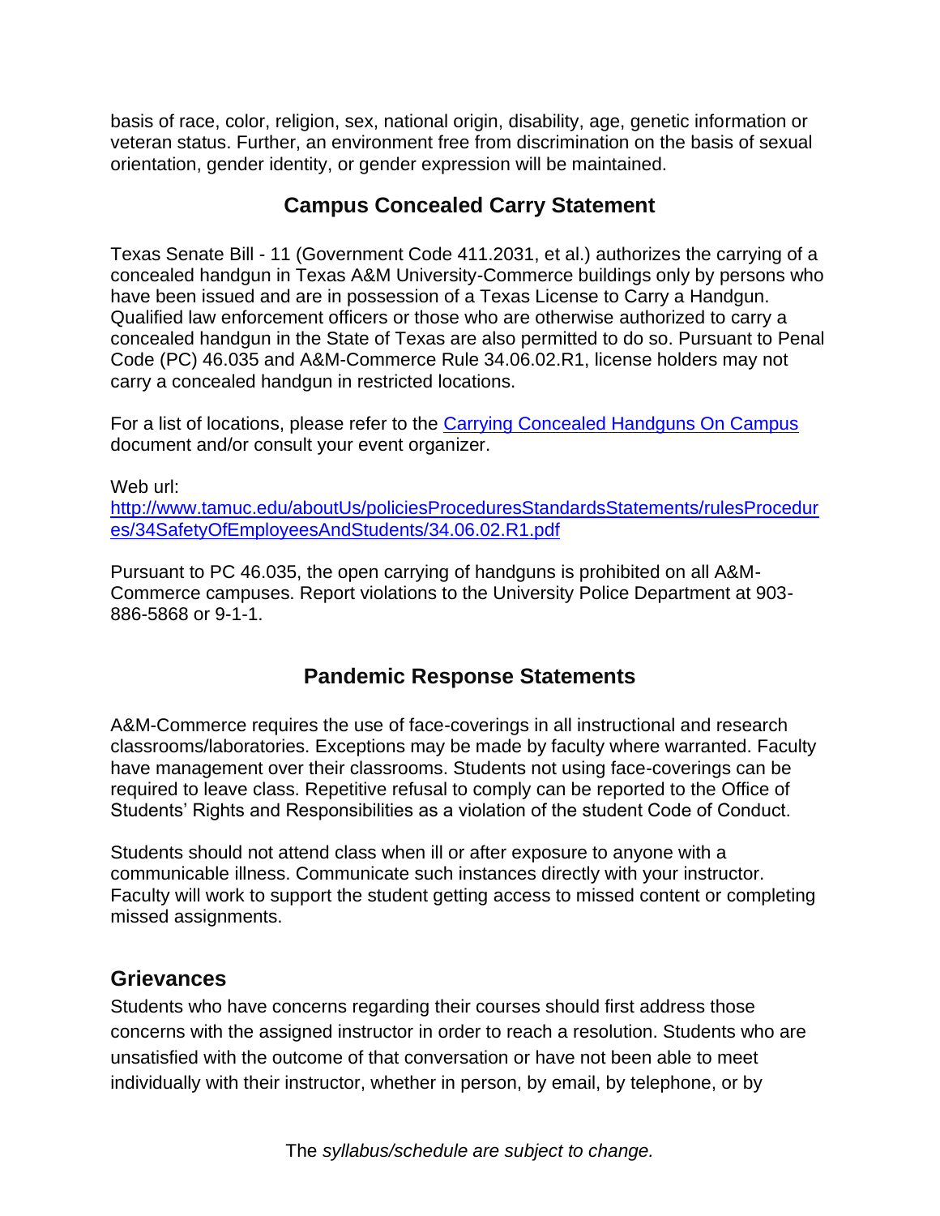basis of race, color, religion, sex, national origin, disability, age, genetic information or veteran status. Further, an environment free from discrimination on the basis of sexual orientation, gender identity, or gender expression will be maintained.

## Campus Concealed Carry Statement

Texas Senate Bill - 11 (Government Code 411.2031, et al.) authorizes the carrying of a concealed handgun in Texas A&M University-Commerce buildings only by persons who have been issued and are in possession of a Texas License to Carry a Handgun. Qualified law enforcement officers or those who are otherwise authorized to carry a concealed handgun in the State of Texas are also permitted to do so. Pursuant to Penal Code (PC) 46.035 and A&M-Commerce Rule 34.06.02.R1, license holders may not carry a concealed handgun in restricted locations.

For a list of locations, please refer to the [Carrying Concealed Handguns On Campus](http://www.tamuc.edu/aboutUs/policiesProceduresStandardsStatements/rulesProcedures/34SafetyOfEmployeesAndStudents/34.06.02.R1.pdf) document and/or consult your event organizer.

Web url:
http://www.tamuc.edu/aboutUs/policiesProceduresStandardsStatements/rulesProcedures/34SafetyOfEmployeesAndStudents/34.06.02.R1.pdf

Pursuant to PC 46.035, the open carrying of handguns is prohibited on all A&M-Commerce campuses. Report violations to the University Police Department at 903-886-5868 or 9-1-1.

## Pandemic Response Statements

A&M-Commerce requires the use of face-coverings in all instructional and research classrooms/laboratories. Exceptions may be made by faculty where warranted. Faculty have management over their classrooms. Students not using face-coverings can be required to leave class. Repetitive refusal to comply can be reported to the Office of Students' Rights and Responsibilities as a violation of the student Code of Conduct.

Students should not attend class when ill or after exposure to anyone with a communicable illness. Communicate such instances directly with your instructor. Faculty will work to support the student getting access to missed content or completing missed assignments.

### Grievances

Students who have concerns regarding their courses should first address those concerns with the assigned instructor in order to reach a resolution. Students who are unsatisfied with the outcome of that conversation or have not been able to meet individually with their instructor, whether in person, by email, by telephone, or by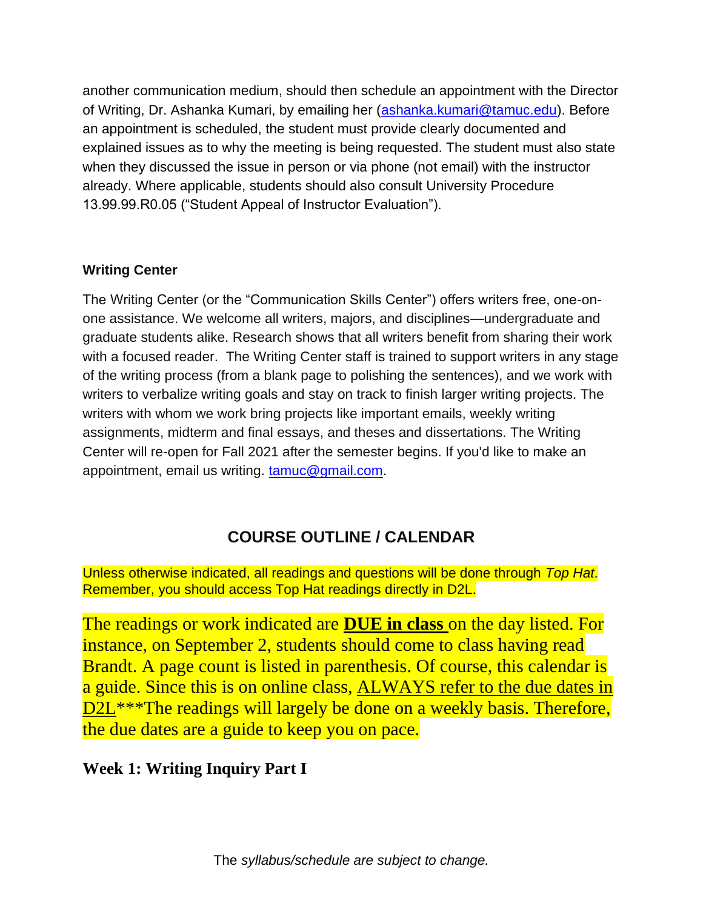another communication medium, should then schedule an appointment with the Director of Writing, Dr. Ashanka Kumari, by emailing her (ashanka.kumari@tamuc.edu). Before an appointment is scheduled, the student must provide clearly documented and explained issues as to why the meeting is being requested. The student must also state when they discussed the issue in person or via phone (not email) with the instructor already. Where applicable, students should also consult University Procedure 13.99.99.R0.05 ("Student Appeal of Instructor Evaluation").

### Writing Center

The Writing Center (or the "Communication Skills Center") offers writers free, one-on-one assistance. We welcome all writers, majors, and disciplines—undergraduate and graduate students alike. Research shows that all writers benefit from sharing their work with a focused reader. The Writing Center staff is trained to support writers in any stage of the writing process (from a blank page to polishing the sentences), and we work with writers to verbalize writing goals and stay on track to finish larger writing projects. The writers with whom we work bring projects like important emails, weekly writing assignments, midterm and final essays, and theses and dissertations. The Writing Center will re-open for Fall 2021 after the semester begins. If you'd like to make an appointment, email us writing. tamuc@gmail.com.

## COURSE OUTLINE / CALENDAR

Unless otherwise indicated, all readings and questions will be done through *Top Hat*. Remember, you should access Top Hat readings directly in D2L.

The readings or work indicated are **DUE in class** on the day listed. For instance, on September 2, students should come to class having read Brandt. A page count is listed in parenthesis. Of course, this calendar is a guide. Since this is on online class, ALWAYS refer to the due dates in D2L***The readings will largely be done on a weekly basis. Therefore, the due dates are a guide to keep you on pace.

### Week 1: Writing Inquiry Part I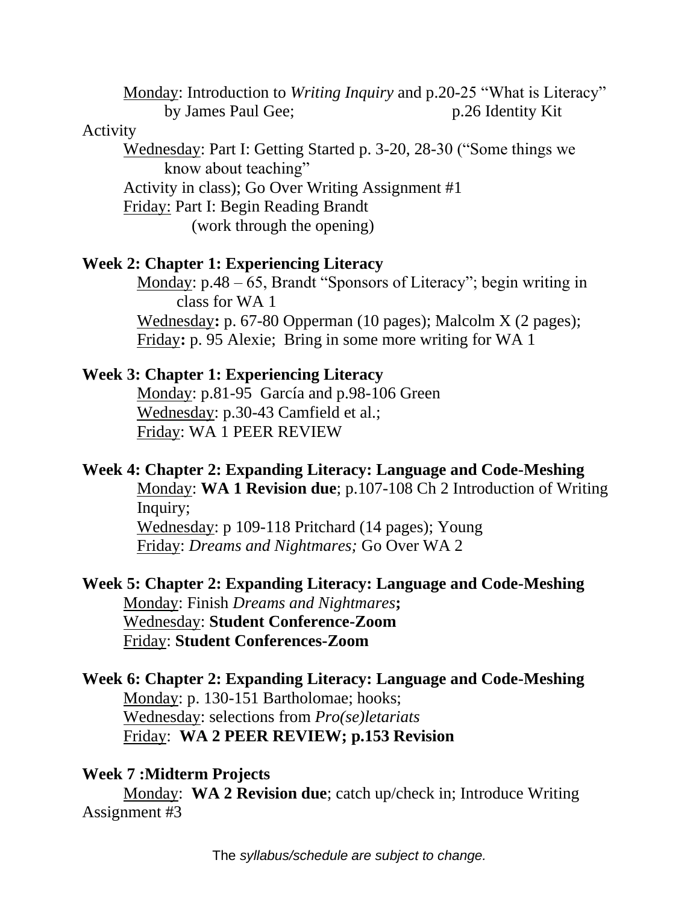Monday: Introduction to *Writing Inquiry* and p.20-25 "What is Literacy" by James Paul Gee; p.26 Identity Kit Activity

Wednesday: Part I: Getting Started p. 3-20, 28-30 ("Some things we know about teaching" Activity in class); Go Over Writing Assignment #1

Friday: Part I: Begin Reading Brandt (work through the opening)

**Week 2: Chapter 1: Experiencing Literacy**

Monday: p.48 – 65, Brandt "Sponsors of Literacy"; begin writing in class for WA 1

Wednesday**:** p. 67-80 Opperman (10 pages); Malcolm X (2 pages);

Friday**:** p. 95 Alexie; Bring in some more writing for WA 1

**Week 3: Chapter 1: Experiencing Literacy**

Monday: p.81-95 García and p.98-106 Green

Wednesday: p.30-43 Camfield et al.;

Friday: WA 1 PEER REVIEW

**Week 4: Chapter 2: Expanding Literacy: Language and Code-Meshing**

Monday: **WA 1 Revision due**; p.107-108 Ch 2 Introduction of Writing Inquiry;

Wednesday: p 109-118 Pritchard (14 pages); Young

Friday: *Dreams and Nightmares;* Go Over WA 2

**Week 5: Chapter 2: Expanding Literacy: Language and Code-Meshing**

Monday: Finish *Dreams and Nightmares***;**

Wednesday: **Student Conference-Zoom**

Friday: **Student Conferences-Zoom**

**Week 6: Chapter 2: Expanding Literacy: Language and Code-Meshing**

Monday: p. 130-151 Bartholomae; hooks;

Wednesday: selections from *Pro(se)letariats*

Friday: **WA 2 PEER REVIEW; p.153 Revision**

**Week 7 :Midterm Projects**

Monday: **WA 2 Revision due**; catch up/check in; Introduce Writing Assignment #3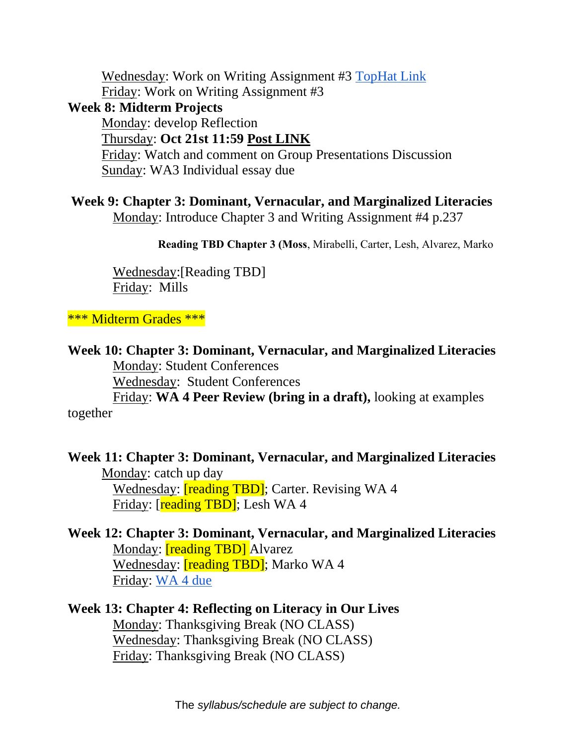Wednesday: Work on Writing Assignment #3 TopHat Link
Friday: Work on Writing Assignment #3

**Week 8: Midterm Projects**

Monday: develop Reflection
Thursday: **Oct 21st 11:59 Post LINK**
Friday: Watch and comment on Group Presentations Discussion
Sunday: WA3 Individual essay due

**Week 9: Chapter 3: Dominant, Vernacular, and Marginalized Literacies**

Monday: Introduce Chapter 3 and Writing Assignment #4 p.237

**Reading TBD Chapter 3 (Moss**, Mirabelli, Carter, Lesh, Alvarez, Marko

Wednesday:[Reading TBD]
Friday: Mills

*** Midterm Grades ***

**Week 10: Chapter 3: Dominant, Vernacular, and Marginalized Literacies**

Monday: Student Conferences
Wednesday: Student Conferences
Friday: **WA 4 Peer Review (bring in a draft),** looking at examples together

**Week 11: Chapter 3: Dominant, Vernacular, and Marginalized Literacies**

Monday: catch up day
Wednesday: [reading TBD]; Carter. Revising WA 4
Friday: [reading TBD]; Lesh WA 4

**Week 12: Chapter 3: Dominant, Vernacular, and Marginalized Literacies**

Monday: [reading TBD] Alvarez
Wednesday: [reading TBD]; Marko WA 4
Friday: WA 4 due

**Week 13: Chapter 4: Reflecting on Literacy in Our Lives**

Monday: Thanksgiving Break (NO CLASS)
Wednesday: Thanksgiving Break (NO CLASS)
Friday: Thanksgiving Break (NO CLASS)

The *syllabus/schedule are subject to change.*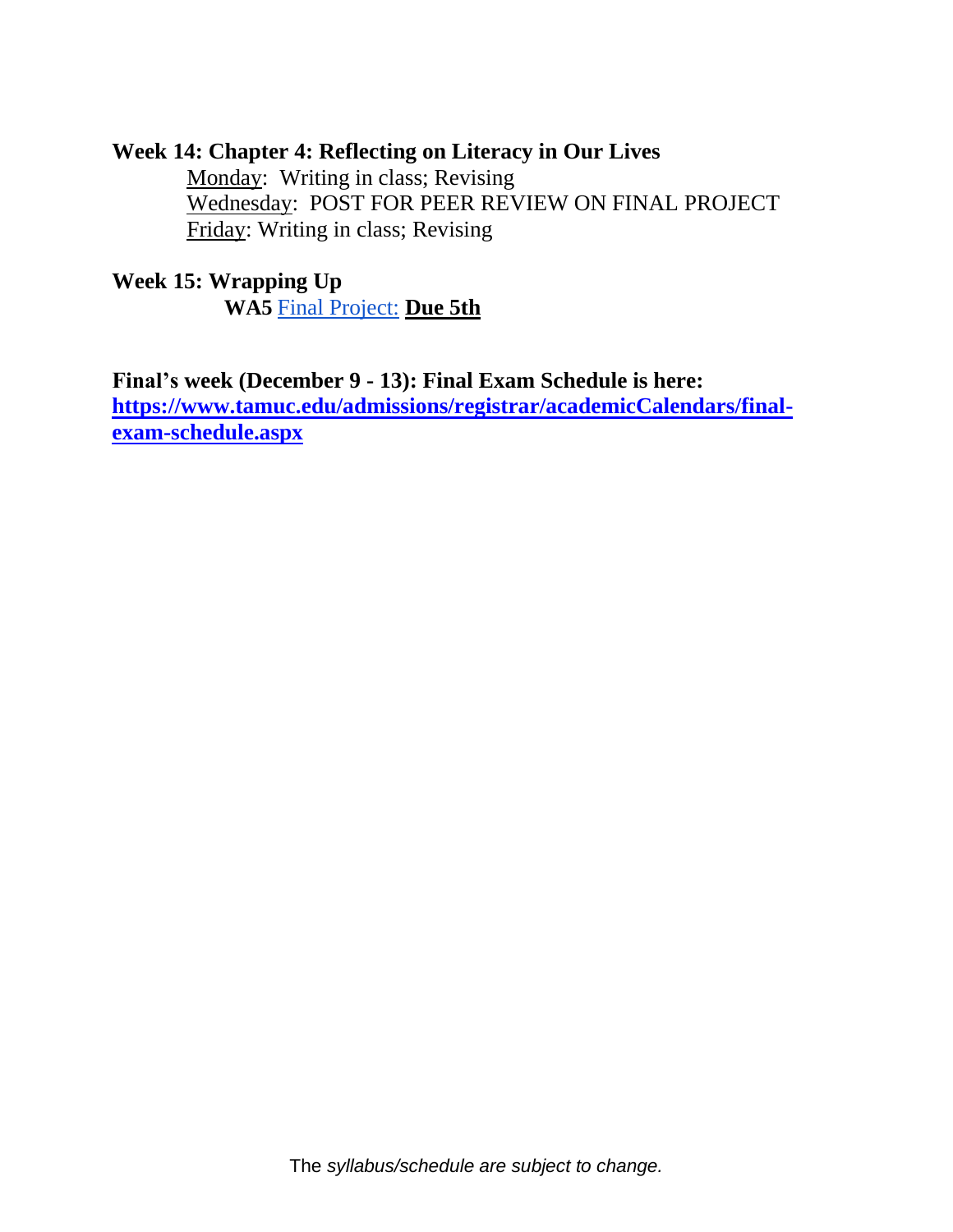**Week 14: Chapter 4: Reflecting on Literacy in Our Lives**

Monday: Writing in class; Revising

Wednesday: POST FOR PEER REVIEW ON FINAL PROJECT

Friday: Writing in class; Revising

**Week 15: Wrapping Up**

**WA5** [Final Project:](#) **Due 5th**

**Final's week (December 9 - 13): Final Exam Schedule is here: [https://www.tamuc.edu/admissions/registrar/academicCalendars/final-exam-schedule.aspx](https://www.tamuc.edu/admissions/registrar/academicCalendars/final-exam-schedule.aspx)**

The *syllabus/schedule are subject to change.*